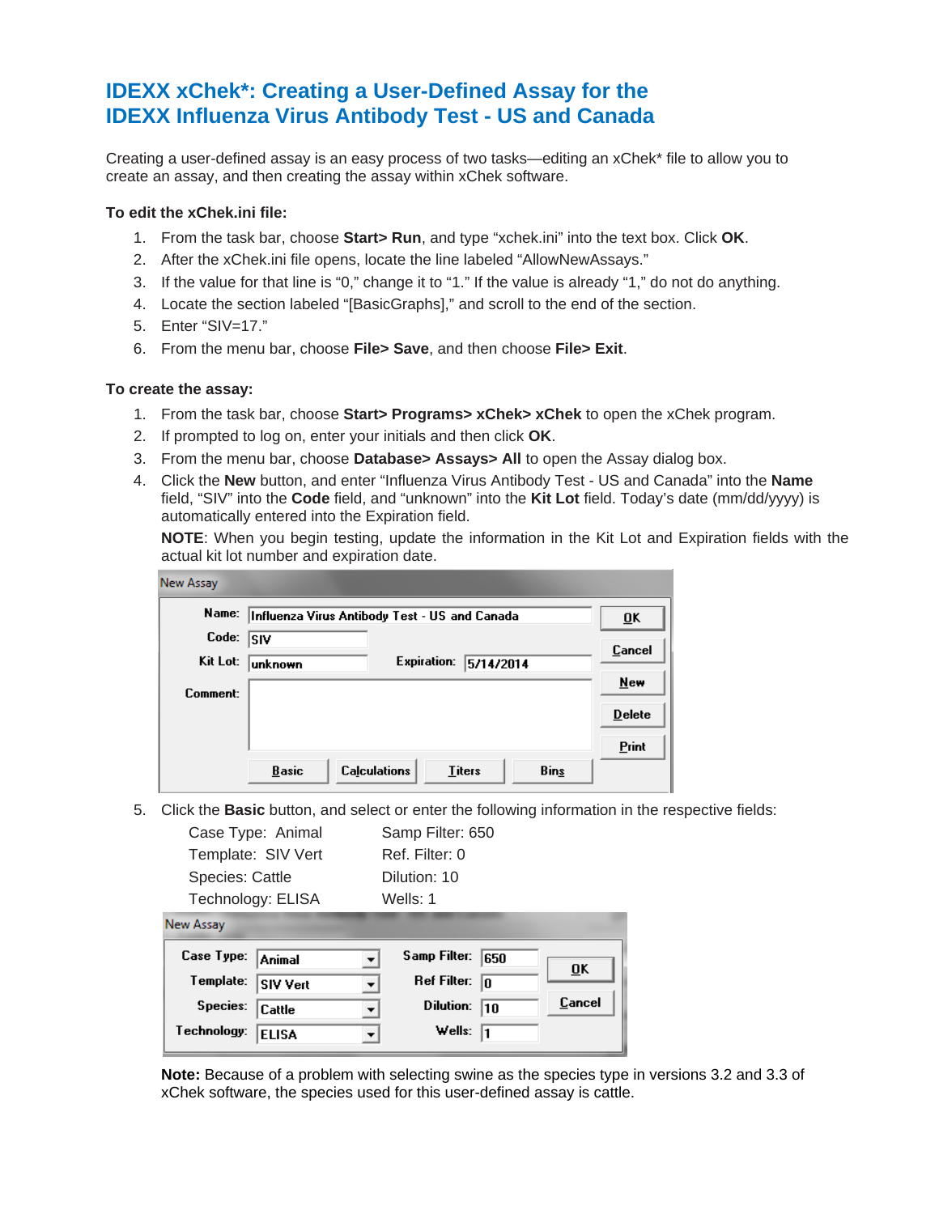# IDEXX xChek*: Creating a User-Defined Assay for the IDEXX Influenza Virus Antibody Test - US and Canada

Creating a user-defined assay is an easy process of two tasks—editing an xChek* file to allow you to create an assay, and then creating the assay within xChek software.

**To edit the xChek.ini file:**

1. From the task bar, choose **Start> Run**, and type "xchek.ini" into the text box. Click **OK**.
2. After the xChek.ini file opens, locate the line labeled "AllowNewAssays."
3. If the value for that line is "0," change it to "1." If the value is already "1," do not do anything.
4. Locate the section labeled "[BasicGraphs]," and scroll to the end of the section.
5. Enter "SIV=17."
6. From the menu bar, choose **File> Save**, and then choose **File> Exit**.

**To create the assay:**

1. From the task bar, choose **Start> Programs> xChek> xChek** to open the xChek program.
2. If prompted to log on, enter your initials and then click **OK**.
3. From the menu bar, choose **Database> Assays> All** to open the Assay dialog box.
4. Click the **New** button, and enter "Influenza Virus Antibody Test - US and Canada" into the **Name** field, "SIV" into the **Code** field, and "unknown" into the **Kit Lot** field. Today's date (mm/dd/yyyy) is automatically entered into the Expiration field.

   **NOTE**: When you begin testing, update the information in the Kit Lot and Expiration fields with the actual kit lot number and expiration date.

   New Assay

   Name: Influenza Virus Antibody Test - US and Canada
   Code: SIV
   Kit Lot: unknown    Expiration: 5/14/2014
   Comment:

   OK | Cancel | New | Delete | Print
   Basic | Calculations | Titers | Bins

5. Click the **Basic** button, and select or enter the following information in the respective fields:

   | | |
   |---|---|
   | Case Type: Animal | Samp Filter: 650 |
   | Template: SIV Vert | Ref. Filter: 0 |
   | Species: Cattle | Dilution: 10 |
   | Technology: ELISA | Wells: 1 |

   New Assay

   Case Type: Animal    Samp Filter: 650
   Template: SIV Vert    Ref Filter: 0
   Species: Cattle    Dilution: 10
   Technology: ELISA    Wells: 1

   OK | Cancel

   **Note:** Because of a problem with selecting swine as the species type in versions 3.2 and 3.3 of xChek software, the species used for this user-defined assay is cattle.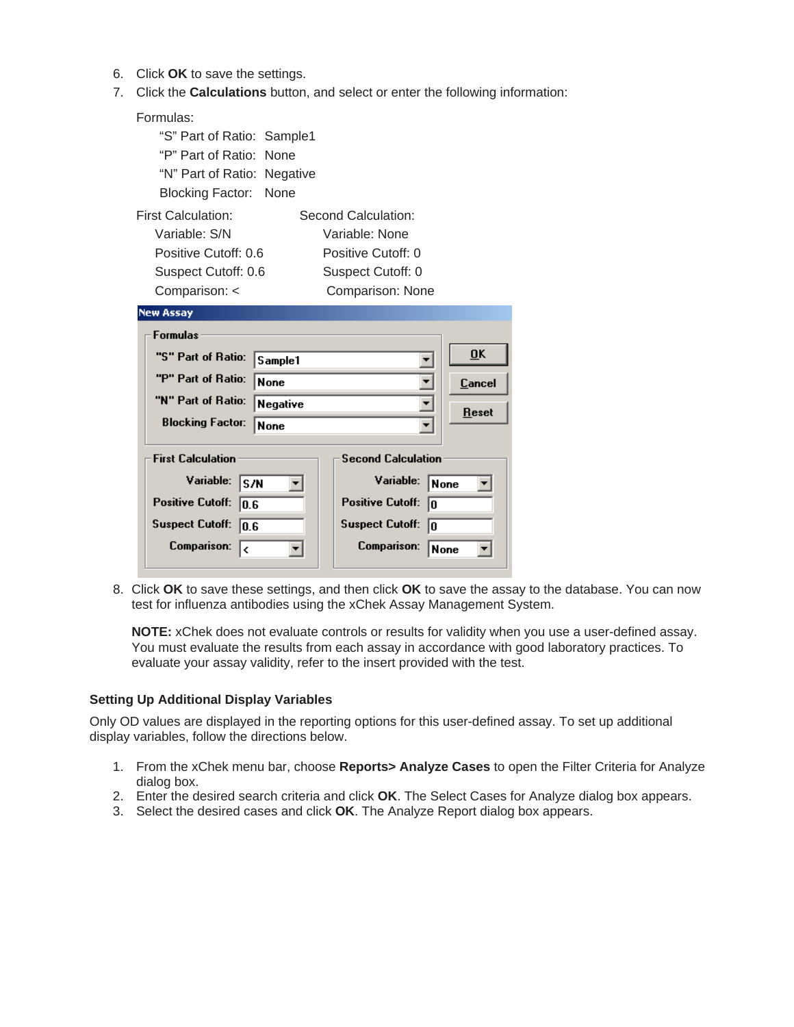6. Click **OK** to save the settings.
7. Click the **Calculations** button, and select or enter the following information:

   Formulas:

   "S" Part of Ratio: Sample1
   "P" Part of Ratio: None
   "N" Part of Ratio: Negative
   Blocking Factor: None

   | First Calculation: | Second Calculation: |
   |---|---|
   | Variable: S/N | Variable: None |
   | Positive Cutoff: 0.6 | Positive Cutoff: 0 |
   | Suspect Cutoff: 0.6 | Suspect Cutoff: 0 |
   | Comparison: < | Comparison: None |

8. Click **OK** to save these settings, and then click **OK** to save the assay to the database. You can now test for influenza antibodies using the xChek Assay Management System.

   **NOTE:** xChek does not evaluate controls or results for validity when you use a user-defined assay. You must evaluate the results from each assay in accordance with good laboratory practices. To evaluate your assay validity, refer to the insert provided with the test.

**Setting Up Additional Display Variables**

Only OD values are displayed in the reporting options for this user-defined assay. To set up additional display variables, follow the directions below.

1. From the xChek menu bar, choose **Reports> Analyze Cases** to open the Filter Criteria for Analyze dialog box.
2. Enter the desired search criteria and click **OK**. The Select Cases for Analyze dialog box appears.
3. Select the desired cases and click **OK**. The Analyze Report dialog box appears.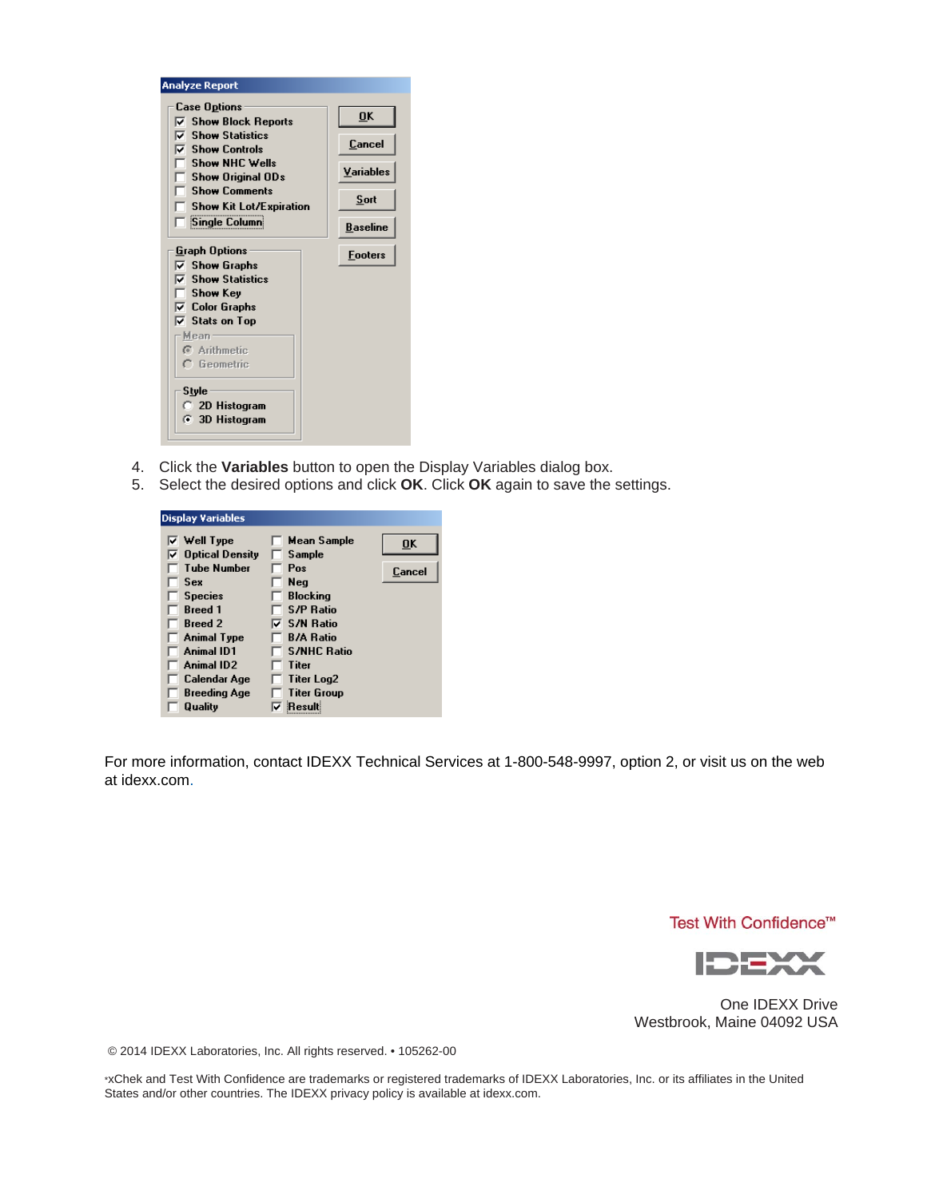Analyze Report

Case Options
- [x] Show Block Reports
- [x] Show Statistics
- [x] Show Controls
- [ ] Show NHC Wells
- [ ] Show Original ODs
- [ ] Show Comments
- [ ] Show Kit Lot/Expiration
- [ ] Single Column

Graph Options
- [x] Show Graphs
- [x] Show Statistics
- [ ] Show Key
- [x] Color Graphs
- [x] Stats on Top

Mean
- (•) Arithmetic
- ( ) Geometric

Style
- ( ) 2D Histogram
- (•) 3D Histogram

OK | Cancel | Variables | Sort | Baseline | Footers

4. Click the **Variables** button to open the Display Variables dialog box.
5. Select the desired options and click **OK**. Click **OK** again to save the settings.

Display Variables

| | |
|---|---|
| [x] Well Type | [ ] Mean Sample |
| [x] Optical Density | [ ] Sample |
| [ ] Tube Number | [ ] Pos |
| [ ] Sex | [ ] Neg |
| [ ] Species | [ ] Blocking |
| [ ] Breed 1 | [ ] S/P Ratio |
| [ ] Breed 2 | [x] S/N Ratio |
| [ ] Animal Type | [ ] B/A Ratio |
| [ ] Animal ID1 | [ ] S/NHC Ratio |
| [ ] Animal ID2 | [ ] Titer |
| [ ] Calendar Age | [ ] Titer Log2 |
| [ ] Breeding Age | [ ] Titer Group |
| [ ] Quality | [x] Result |

OK | Cancel

For more information, contact IDEXX Technical Services at 1-800-548-9997, option 2, or visit us on the web at idexx.com.

Test With Confidence™

IDEXX

One IDEXX Drive
Westbrook, Maine 04092 USA

© 2014 IDEXX Laboratories, Inc. All rights reserved. • 105262-00

*xChek and Test With Confidence are trademarks or registered trademarks of IDEXX Laboratories, Inc. or its affiliates in the United States and/or other countries. The IDEXX privacy policy is available at idexx.com.